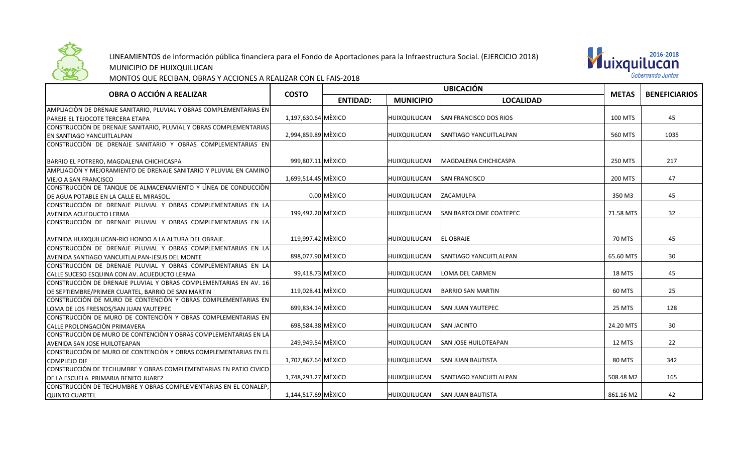LINEAMIENTOS de información pública financiera para el Fondo de Aportaciones para la Infraestructura Social. (EJERCICIO 2018)

MUNICIPIO DE HUIXQUILUCAN

MONTOS QUE RECIBAN, OBRAS Y ACCIONES A REALIZAR CON EL FAIS-2018

| OBRA O ACCIÓN A REALIZAR | COSTO | UBICACIÓN | | | METAS | BENEFICIARIOS |
|---|---|---|---|---|---|---|
| | | ENTIDAD: | MUNICIPIO | LOCALIDAD | | |
| AMPLIACIÒN DE DRENAJE SANITARIO, PLUVIAL Y OBRAS COMPLEMENTARIAS EN PAREJE EL TEJOCOTE TERCERA ETAPA | 1,197,630.64 | MÈXICO | HUIXQUILUCAN | SAN FRANCISCO DOS RIOS | 100 MTS | 45 |
| CONSTRUCCIÒN DE DRENAJE SANITARIO, PLUVIAL Y OBRAS COMPLEMENTARIAS EN SANTIAGO YANCUITLALPAN | 2,994,859.89 | MÈXICO | HUIXQUILUCAN | SANTIAGO YANCUITLALPAN | 560 MTS | 1035 |
| CONSTRUCCIÒN DE DRENAJE SANITARIO Y OBRAS COMPLEMENTARIAS EN BARRIO EL POTRERO, MAGDALENA CHICHICASPA | 999,807.11 | MÈXICO | HUIXQUILUCAN | MAGDALENA CHICHICASPA | 250 MTS | 217 |
| AMPLIACIÒN Y MEJORAMIENTO DE DRENAJE SANITARIO Y PLUVIAL EN CAMINO VIEJO A SAN FRANCISCO | 1,699,514.45 | MÈXICO | HUIXQUILUCAN | SAN FRANCISCO | 200 MTS | 47 |
| CONSTRUCCIÒN DE TANQUE DE ALMACENAMIENTO Y LÌNEA DE CONDUCCIÒN DE AGUA POTABLE EN LA CALLE EL MIRASOL. | 0.00 | MÈXICO | HUIXQUILUCAN | ZACAMULPA | 350 M3 | 45 |
| CONSTRUCCIÒN DE DRENAJE PLUVIAL Y OBRAS COMPLEMENTARIAS EN LA AVENIDA ACUEDUCTO LERMA | 199,492.20 | MÈXICO | HUIXQUILUCAN | SAN BARTOLOME COATEPEC | 71.58 MTS | 32 |
| CONSTRUCCIÒN DE DRENAJE PLUVIAL Y OBRAS COMPLEMENTARIAS EN LA AVENIDA HUIXQUILUCAN-RIO HONDO A LA ALTURA DEL OBRAJE. | 119,997.42 | MÈXICO | HUIXQUILUCAN | EL OBRAJE | 70 MTS | 45 |
| CONSTRUCCIÒN DE DRENAJE PLUVIAL Y OBRAS COMPLEMENTARIAS EN LA AVENIDA SANTIAGO YANCUITLALPAN-JESUS DEL MONTE | 898,077.90 | MÈXICO | HUIXQUILUCAN | SANTIAGO YANCUITLALPAN | 65.60 MTS | 30 |
| CONSTRUCCIÒN DE DRENAJE PLUVIAL Y OBRAS COMPLEMENTARIAS EN LA CALLE SUCESO ESQUINA CON AV. ACUEDUCTO LERMA | 99,418.73 | MÈXICO | HUIXQUILUCAN | LOMA DEL CARMEN | 18 MTS | 45 |
| CONSTRUCCIÒN DE DRENAJE PLUVIAL Y OBRAS COMPLEMENTARIAS EN AV. 16 DE SEPTIEMBRE/PRIMER CUARTEL, BARRIO DE SAN MARTIN | 119,028.41 | MÈXICO | HUIXQUILUCAN | BARRIO SAN MARTIN | 60 MTS | 25 |
| CONSTRUCCIÒN DE MURO DE CONTENCIÒN Y OBRAS COMPLEMENTARIAS EN LOMA DE LOS FRESNOS/SAN JUAN YAUTEPEC | 699,834.14 | MÈXICO | HUIXQUILUCAN | SAN JUAN YAUTEPEC | 25 MTS | 128 |
| CONSTRUCCIÒN DE MURO DE CONTENCIÒN Y OBRAS COMPLEMENTARIAS EN CALLE PROLONGACIÒN PRIMAVERA | 698,584.38 | MÈXICO | HUIXQUILUCAN | SAN JACINTO | 24.20 MTS | 30 |
| CONSTRUCCIÒN DE MURO DE CONTENCIÒN Y OBRAS COMPLEMENTARIAS EN LA AVENIDA SAN JOSE HUILOTEAPAN | 249,949.54 | MÈXICO | HUIXQUILUCAN | SAN JOSE HUILOTEAPAN | 12 MTS | 22 |
| CONSTRUCCIÒN DE MURO DE CONTENCIÒN Y OBRAS COMPLEMENTARIAS EN EL COMPLEJO DIF | 1,707,867.64 | MÈXICO | HUIXQUILUCAN | SAN JUAN BAUTISTA | 80 MTS | 342 |
| CONSTRUCCIÒN DE TECHUMBRE Y OBRAS COMPLEMENTARIAS EN PATIO CIVICO DE LA ESCUELA PRIMARIA BENITO JUAREZ | 1,748,293.27 | MÈXICO | HUIXQUILUCAN | SANTIAGO YANCUITLALPAN | 508.48 M2 | 165 |
| CONSTRUCCIÒN DE TECHUMBRE Y OBRAS COMPLEMENTARIAS EN EL CONALEP, QUINTO CUARTEL | 1,144,517.69 | MÈXICO | HUIXQUILUCAN | SAN JUAN BAUTISTA | 861.16 M2 | 42 |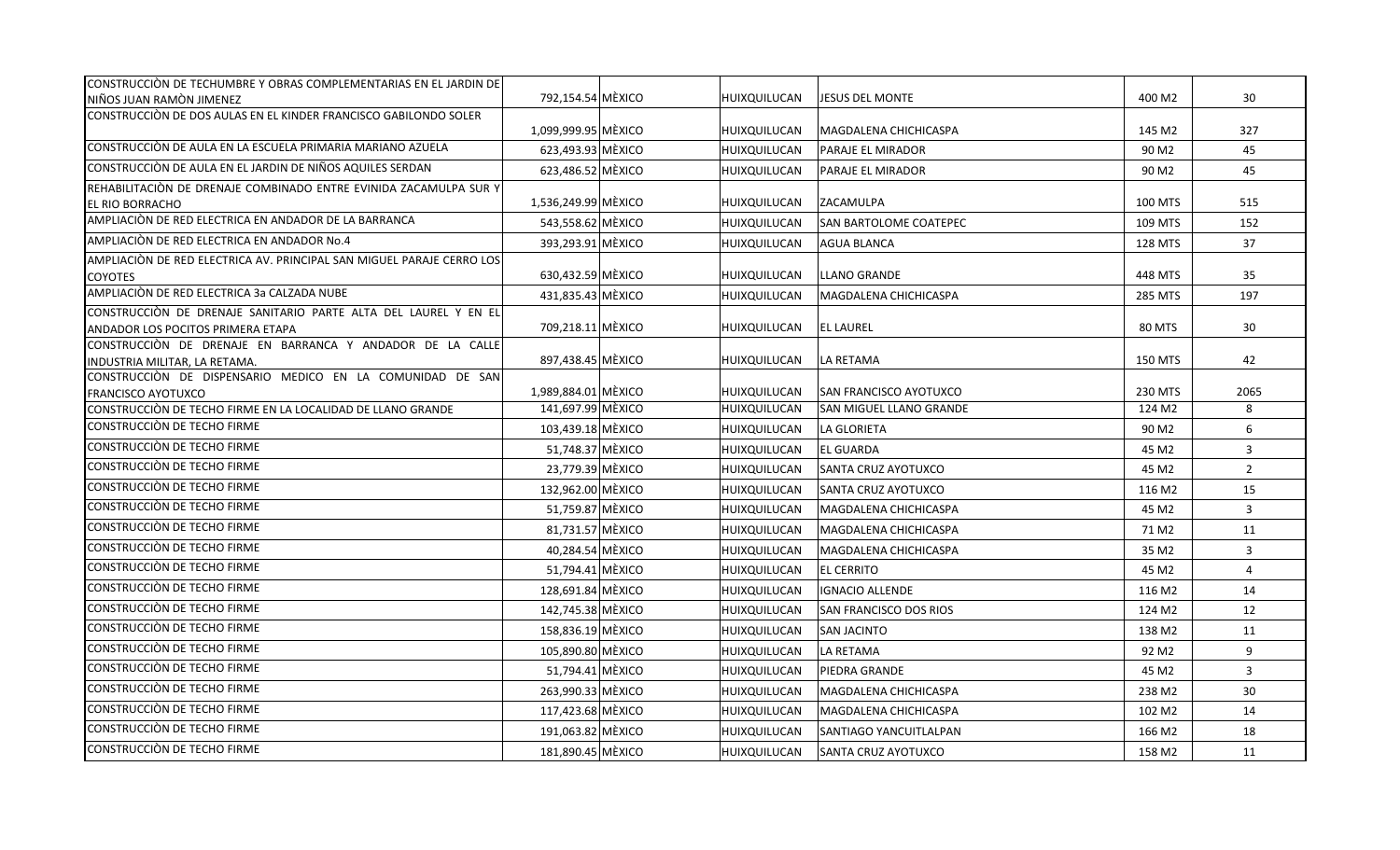| | | | | | | |
|---|---|---|---|---|---|---|
| CONSTRUCCIÒN DE TECHUMBRE Y OBRAS COMPLEMENTARIAS EN EL JARDIN DE NIÑOS JUAN RAMÒN JIMENEZ | 792,154.54 | MÈXICO | HUIXQUILUCAN | JESUS DEL MONTE | 400 M2 | 30 |
| CONSTRUCCIÒN DE DOS AULAS EN EL KINDER FRANCISCO GABILONDO SOLER | 1,099,999.95 | MÈXICO | HUIXQUILUCAN | MAGDALENA CHICHICASPA | 145 M2 | 327 |
| CONSTRUCCIÒN DE AULA EN LA ESCUELA PRIMARIA MARIANO AZUELA | 623,493.93 | MÈXICO | HUIXQUILUCAN | PARAJE EL MIRADOR | 90 M2 | 45 |
| CONSTRUCCIÒN DE AULA EN EL JARDIN DE NIÑOS AQUILES SERDAN | 623,486.52 | MÈXICO | HUIXQUILUCAN | PARAJE EL MIRADOR | 90 M2 | 45 |
| REHABILITACIÒN DE DRENAJE COMBINADO ENTRE EVINIDA ZACAMULPA SUR Y EL RIO BORRACHO | 1,536,249.99 | MÈXICO | HUIXQUILUCAN | ZACAMULPA | 100 MTS | 515 |
| AMPLIACIÒN DE RED ELECTRICA EN ANDADOR DE LA BARRANCA | 543,558.62 | MÈXICO | HUIXQUILUCAN | SAN BARTOLOME COATEPEC | 109 MTS | 152 |
| AMPLIACIÒN DE RED ELECTRICA EN ANDADOR No.4 | 393,293.91 | MÈXICO | HUIXQUILUCAN | AGUA BLANCA | 128 MTS | 37 |
| AMPLIACIÒN DE RED ELECTRICA AV. PRINCIPAL SAN MIGUEL PARAJE CERRO LOS COYOTES | 630,432.59 | MÈXICO | HUIXQUILUCAN | LLANO GRANDE | 448 MTS | 35 |
| AMPLIACIÒN DE RED ELECTRICA 3a CALZADA NUBE | 431,835.43 | MÈXICO | HUIXQUILUCAN | MAGDALENA CHICHICASPA | 285 MTS | 197 |
| CONSTRUCCIÒN DE DRENAJE SANITARIO PARTE ALTA DEL LAUREL Y EN EL ANDADOR LOS POCITOS PRIMERA ETAPA | 709,218.11 | MÈXICO | HUIXQUILUCAN | EL LAUREL | 80 MTS | 30 |
| CONSTRUCCIÒN DE DRENAJE EN BARRANCA Y ANDADOR DE LA CALLE INDUSTRIA MILITAR, LA RETAMA. | 897,438.45 | MÈXICO | HUIXQUILUCAN | LA RETAMA | 150 MTS | 42 |
| CONSTRUCCIÒN DE DISPENSARIO MEDICO EN LA COMUNIDAD DE SAN FRANCISCO AYOTUXCO | 1,989,884.01 | MÈXICO | HUIXQUILUCAN | SAN FRANCISCO AYOTUXCO | 230 MTS | 2065 |
| CONSTRUCCIÒN DE TECHO FIRME EN LA LOCALIDAD DE LLANO GRANDE | 141,697.99 | MÈXICO | HUIXQUILUCAN | SAN MIGUEL LLANO GRANDE | 124 M2 | 8 |
| CONSTRUCCIÒN DE TECHO FIRME | 103,439.18 | MÈXICO | HUIXQUILUCAN | LA GLORIETA | 90 M2 | 6 |
| CONSTRUCCIÒN DE TECHO FIRME | 51,748.37 | MÈXICO | HUIXQUILUCAN | EL GUARDA | 45 M2 | 3 |
| CONSTRUCCIÒN DE TECHO FIRME | 23,779.39 | MÈXICO | HUIXQUILUCAN | SANTA CRUZ AYOTUXCO | 45 M2 | 2 |
| CONSTRUCCIÒN DE TECHO FIRME | 132,962.00 | MÈXICO | HUIXQUILUCAN | SANTA CRUZ AYOTUXCO | 116 M2 | 15 |
| CONSTRUCCIÒN DE TECHO FIRME | 51,759.87 | MÈXICO | HUIXQUILUCAN | MAGDALENA CHICHICASPA | 45 M2 | 3 |
| CONSTRUCCIÒN DE TECHO FIRME | 81,731.57 | MÈXICO | HUIXQUILUCAN | MAGDALENA CHICHICASPA | 71 M2 | 11 |
| CONSTRUCCIÒN DE TECHO FIRME | 40,284.54 | MÈXICO | HUIXQUILUCAN | MAGDALENA CHICHICASPA | 35 M2 | 3 |
| CONSTRUCCIÒN DE TECHO FIRME | 51,794.41 | MÈXICO | HUIXQUILUCAN | EL CERRITO | 45 M2 | 4 |
| CONSTRUCCIÒN DE TECHO FIRME | 128,691.84 | MÈXICO | HUIXQUILUCAN | IGNACIO ALLENDE | 116 M2 | 14 |
| CONSTRUCCIÒN DE TECHO FIRME | 142,745.38 | MÈXICO | HUIXQUILUCAN | SAN FRANCISCO DOS RIOS | 124 M2 | 12 |
| CONSTRUCCIÒN DE TECHO FIRME | 158,836.19 | MÈXICO | HUIXQUILUCAN | SAN JACINTO | 138 M2 | 11 |
| CONSTRUCCIÒN DE TECHO FIRME | 105,890.80 | MÈXICO | HUIXQUILUCAN | LA RETAMA | 92 M2 | 9 |
| CONSTRUCCIÒN DE TECHO FIRME | 51,794.41 | MÈXICO | HUIXQUILUCAN | PIEDRA GRANDE | 45 M2 | 3 |
| CONSTRUCCIÒN DE TECHO FIRME | 263,990.33 | MÈXICO | HUIXQUILUCAN | MAGDALENA CHICHICASPA | 238 M2 | 30 |
| CONSTRUCCIÒN DE TECHO FIRME | 117,423.68 | MÈXICO | HUIXQUILUCAN | MAGDALENA CHICHICASPA | 102 M2 | 14 |
| CONSTRUCCIÒN DE TECHO FIRME | 191,063.82 | MÈXICO | HUIXQUILUCAN | SANTIAGO YANCUITLALPAN | 166 M2 | 18 |
| CONSTRUCCIÒN DE TECHO FIRME | 181,890.45 | MÈXICO | HUIXQUILUCAN | SANTA CRUZ AYOTUXCO | 158 M2 | 11 |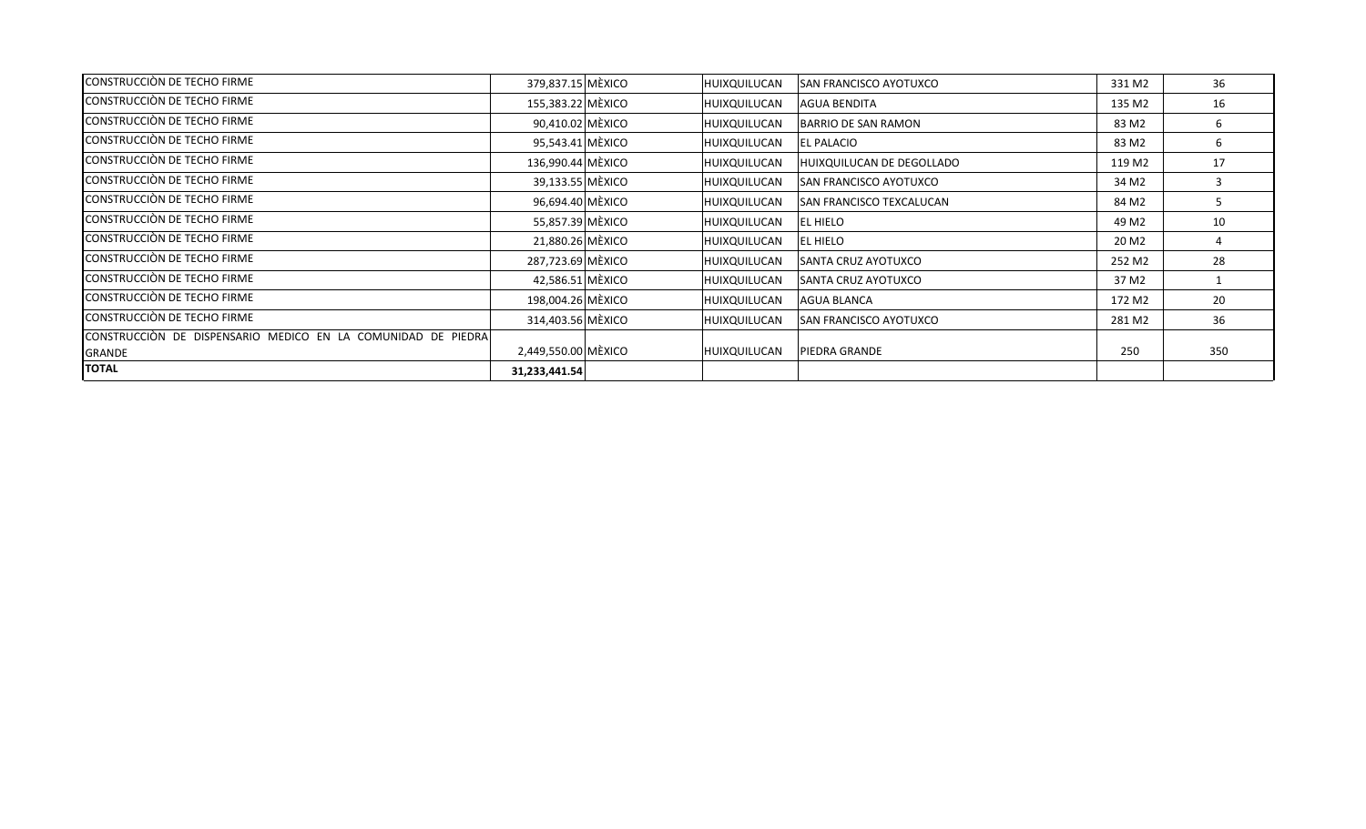| | | | | | | |
|---|---|---|---|---|---|---|
| CONSTRUCCIÒN DE TECHO FIRME | 379,837.15 | MÈXICO | HUIXQUILUCAN | SAN FRANCISCO AYOTUXCO | 331 M2 | 36 |
| CONSTRUCCIÒN DE TECHO FIRME | 155,383.22 | MÈXICO | HUIXQUILUCAN | AGUA BENDITA | 135 M2 | 16 |
| CONSTRUCCIÒN DE TECHO FIRME | 90,410.02 | MÈXICO | HUIXQUILUCAN | BARRIO DE SAN RAMON | 83 M2 | 6 |
| CONSTRUCCIÒN DE TECHO FIRME | 95,543.41 | MÈXICO | HUIXQUILUCAN | EL PALACIO | 83 M2 | 6 |
| CONSTRUCCIÒN DE TECHO FIRME | 136,990.44 | MÈXICO | HUIXQUILUCAN | HUIXQUILUCAN DE DEGOLLADO | 119 M2 | 17 |
| CONSTRUCCIÒN DE TECHO FIRME | 39,133.55 | MÈXICO | HUIXQUILUCAN | SAN FRANCISCO AYOTUXCO | 34 M2 | 3 |
| CONSTRUCCIÒN DE TECHO FIRME | 96,694.40 | MÈXICO | HUIXQUILUCAN | SAN FRANCISCO TEXCALUCAN | 84 M2 | 5 |
| CONSTRUCCIÒN DE TECHO FIRME | 55,857.39 | MÈXICO | HUIXQUILUCAN | EL HIELO | 49 M2 | 10 |
| CONSTRUCCIÒN DE TECHO FIRME | 21,880.26 | MÈXICO | HUIXQUILUCAN | EL HIELO | 20 M2 | 4 |
| CONSTRUCCIÒN DE TECHO FIRME | 287,723.69 | MÈXICO | HUIXQUILUCAN | SANTA CRUZ AYOTUXCO | 252 M2 | 28 |
| CONSTRUCCIÒN DE TECHO FIRME | 42,586.51 | MÈXICO | HUIXQUILUCAN | SANTA CRUZ AYOTUXCO | 37 M2 | 1 |
| CONSTRUCCIÒN DE TECHO FIRME | 198,004.26 | MÈXICO | HUIXQUILUCAN | AGUA BLANCA | 172 M2 | 20 |
| CONSTRUCCIÒN DE TECHO FIRME | 314,403.56 | MÈXICO | HUIXQUILUCAN | SAN FRANCISCO AYOTUXCO | 281 M2 | 36 |
| CONSTRUCCIÒN DE DISPENSARIO MEDICO EN LA COMUNIDAD DE PIEDRA GRANDE | 2,449,550.00 | MÈXICO | HUIXQUILUCAN | PIEDRA GRANDE | 250 | 350 |
| **TOTAL** | **31,233,441.54** | | | | | |